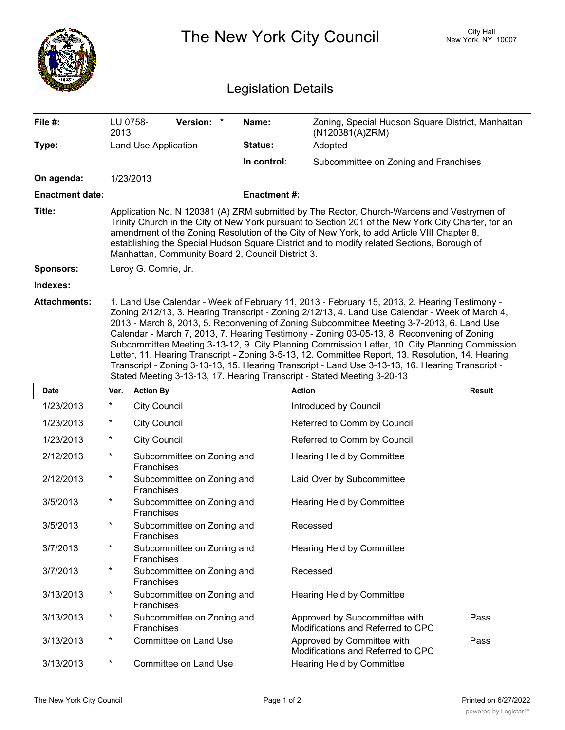# The New York City Council

City Hall
New York, NY 10007

## Legislation Details

| | | | |
|---|---|---|---|
| **File #:** | LU 0758-2013 **Version:** * | **Name:** | Zoning, Special Hudson Square District, Manhattan (N120381(A)ZRM) |
| **Type:** | Land Use Application | **Status:** | Adopted |
| | | **In control:** | Subcommittee on Zoning and Franchises |
| **On agenda:** | 1/23/2013 | | |
| **Enactment date:** | | **Enactment #:** | |

**Title:** Application No. N 120381 (A) ZRM submitted by The Rector, Church-Wardens and Vestrymen of Trinity Church in the City of New York pursuant to Section 201 of the New York City Charter, for an amendment of the Zoning Resolution of the City of New York, to add Article VIII Chapter 8, establishing the Special Hudson Square District and to modify related Sections, Borough of Manhattan, Community Board 2, Council District 3.

**Sponsors:** Leroy G. Comrie, Jr.

**Indexes:**

**Attachments:** 1. Land Use Calendar - Week of February 11, 2013 - February 15, 2013, 2. Hearing Testimony - Zoning 2/12/13, 3. Hearing Transcript - Zoning 2/12/13, 4. Land Use Calendar - Week of March 4, 2013 - March 8, 2013, 5. Reconvening of Zoning Subcommittee Meeting 3-7-2013, 6. Land Use Calendar - March 7, 2013, 7. Hearing Testimony - Zoning 03-05-13, 8. Reconvening of Zoning Subcommittee Meeting 3-13-12, 9. City Planning Commission Letter, 10. City Planning Commission Letter, 11. Hearing Transcript - Zoning 3-5-13, 12. Committee Report, 13. Resolution, 14. Hearing Transcript - Zoning 3-13-13, 15. Hearing Transcript - Land Use 3-13-13, 16. Hearing Transcript - Stated Meeting 3-13-13, 17. Hearing Transcript - Stated Meeting 3-20-13

| Date | Ver. | Action By | Action | Result |
|---|---|---|---|---|
| 1/23/2013 | * | City Council | Introduced by Council | |
| 1/23/2013 | * | City Council | Referred to Comm by Council | |
| 1/23/2013 | * | City Council | Referred to Comm by Council | |
| 2/12/2013 | * | Subcommittee on Zoning and Franchises | Hearing Held by Committee | |
| 2/12/2013 | * | Subcommittee on Zoning and Franchises | Laid Over by Subcommittee | |
| 3/5/2013 | * | Subcommittee on Zoning and Franchises | Hearing Held by Committee | |
| 3/5/2013 | * | Subcommittee on Zoning and Franchises | Recessed | |
| 3/7/2013 | * | Subcommittee on Zoning and Franchises | Hearing Held by Committee | |
| 3/7/2013 | * | Subcommittee on Zoning and Franchises | Recessed | |
| 3/13/2013 | * | Subcommittee on Zoning and Franchises | Hearing Held by Committee | |
| 3/13/2013 | * | Subcommittee on Zoning and Franchises | Approved by Subcommittee with Modifications and Referred to CPC | Pass |
| 3/13/2013 | * | Committee on Land Use | Approved by Committee with Modifications and Referred to CPC | Pass |
| 3/13/2013 | * | Committee on Land Use | Hearing Held by Committee | |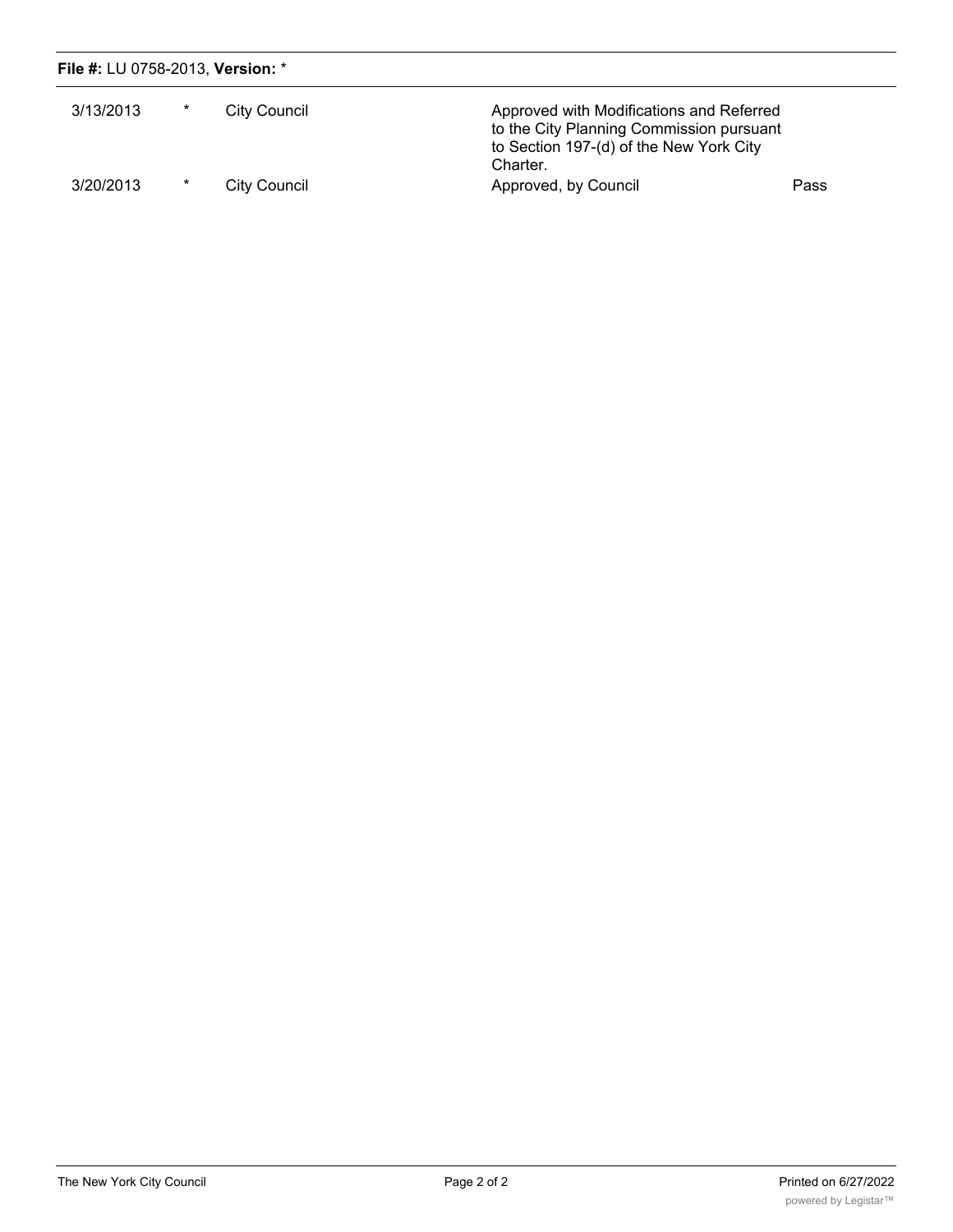**File #:** LU 0758-2013, **Version:** *

| | | | | |
|---|---|---|---|---|
| 3/13/2013 | * | City Council | Approved with Modifications and Referred to the City Planning Commission pursuant to Section 197-(d) of the New York City Charter. | |
| 3/20/2013 | * | City Council | Approved, by Council | Pass |